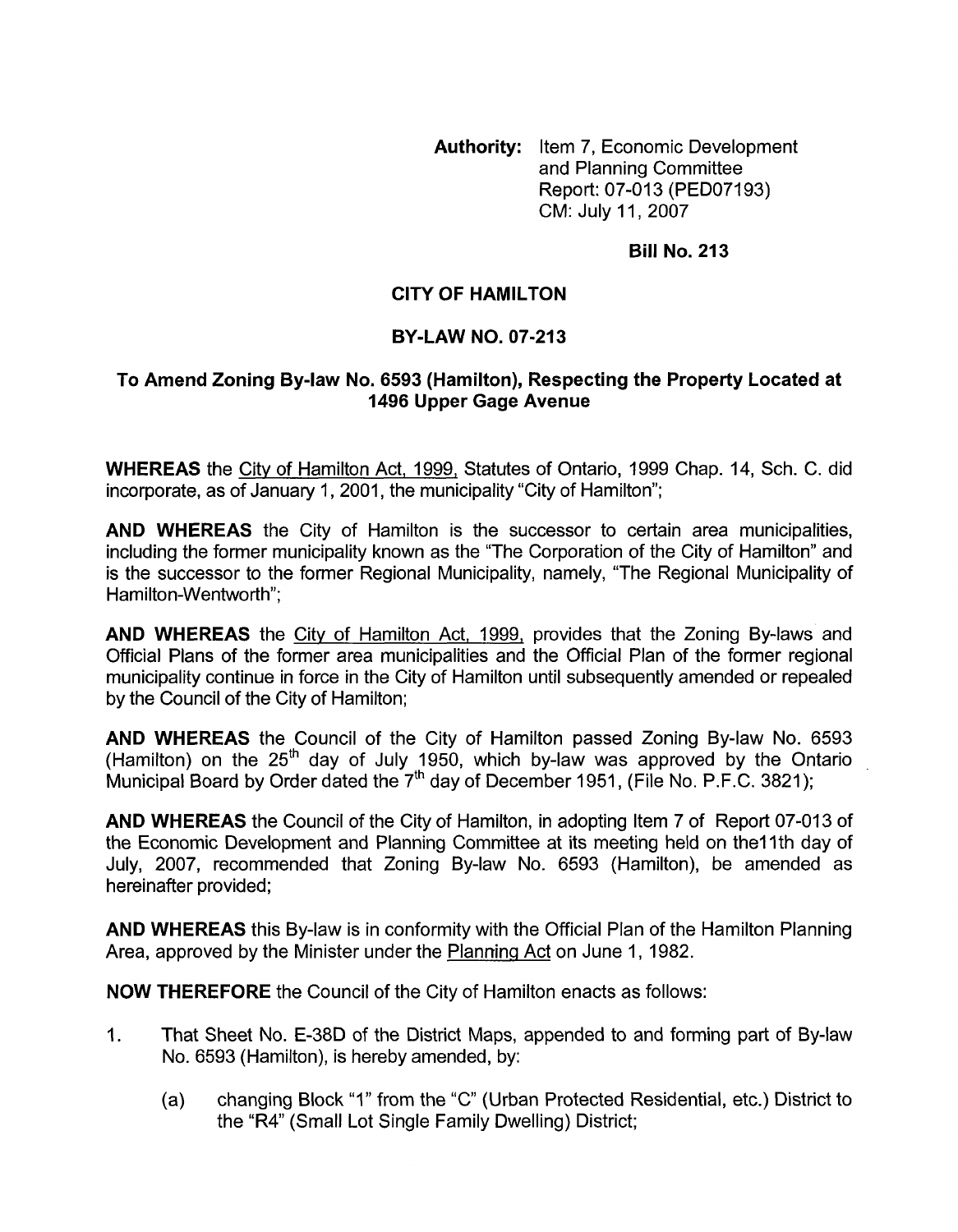**Authority:** Item 7, Economic Development and Planning Committee
Report: 07-013 (PED07193)
CM: July 11, 2007

**Bill No. 213**

# CITY OF HAMILTON

## BY-LAW NO. 07-213

### To Amend Zoning By-law No. 6593 (Hamilton), Respecting the Property Located at 1496 Upper Gage Avenue

**WHEREAS** the City of Hamilton Act, 1999, Statutes of Ontario, 1999 Chap. 14, Sch. C. did incorporate, as of January 1, 2001, the municipality "City of Hamilton";

**AND WHEREAS** the City of Hamilton is the successor to certain area municipalities, including the former municipality known as the "The Corporation of the City of Hamilton" and is the successor to the former Regional Municipality, namely, "The Regional Municipality of Hamilton-Wentworth";

**AND WHEREAS** the City of Hamilton Act, 1999, provides that the Zoning By-laws and Official Plans of the former area municipalities and the Official Plan of the former regional municipality continue in force in the City of Hamilton until subsequently amended or repealed by the Council of the City of Hamilton;

**AND WHEREAS** the Council of the City of Hamilton passed Zoning By-law No. 6593 (Hamilton) on the 25th day of July 1950, which by-law was approved by the Ontario Municipal Board by Order dated the 7th day of December 1951, (File No. P.F.C. 3821);

**AND WHEREAS** the Council of the City of Hamilton, in adopting Item 7 of Report 07-013 of the Economic Development and Planning Committee at its meeting held on the11th day of July, 2007, recommended that Zoning By-law No. 6593 (Hamilton), be amended as hereinafter provided;

**AND WHEREAS** this By-law is in conformity with the Official Plan of the Hamilton Planning Area, approved by the Minister under the Planning Act on June 1, 1982.

**NOW THEREFORE** the Council of the City of Hamilton enacts as follows:

1. That Sheet No. E-38D of the District Maps, appended to and forming part of By-law No. 6593 (Hamilton), is hereby amended, by:

    (a) changing Block "1" from the "C" (Urban Protected Residential, etc.) District to the "R4" (Small Lot Single Family Dwelling) District;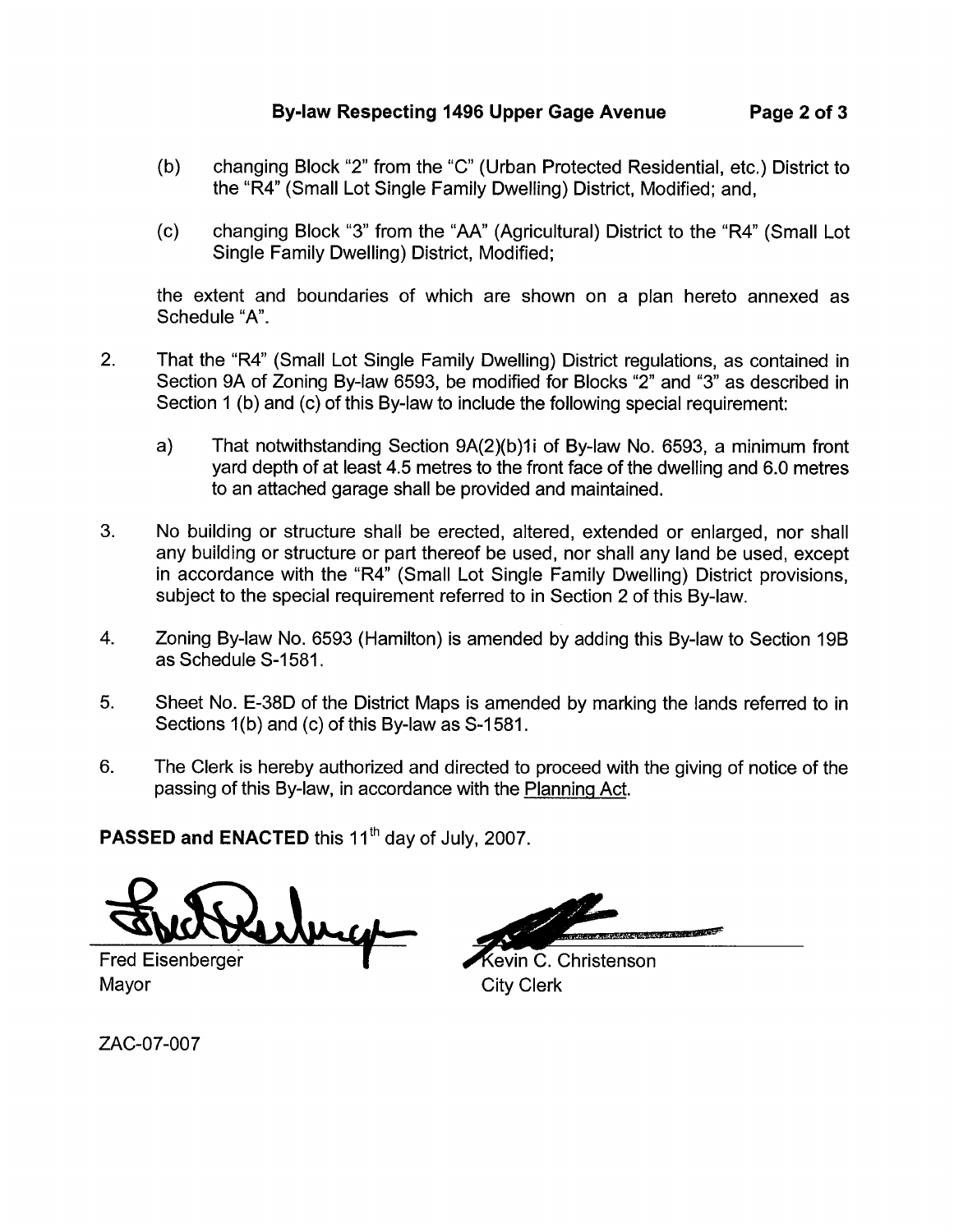(b) changing Block "2" from the "C" (Urban Protected Residential, etc.) District to the "R4" (Small Lot Single Family Dwelling) District, Modified; and,

(c) changing Block "3" from the "AA" (Agricultural) District to the "R4" (Small Lot Single Family Dwelling) District, Modified;

the extent and boundaries of which are shown on a plan hereto annexed as Schedule "A".

2. That the "R4" (Small Lot Single Family Dwelling) District regulations, as contained in Section 9A of Zoning By-law 6593, be modified for Blocks "2" and "3" as described in Section 1 (b) and (c) of this By-law to include the following special requirement:

   a) That notwithstanding Section 9A(2)(b)1i of By-law No. 6593, a minimum front yard depth of at least 4.5 metres to the front face of the dwelling and 6.0 metres to an attached garage shall be provided and maintained.

3. No building or structure shall be erected, altered, extended or enlarged, nor shall any building or structure or part thereof be used, nor shall any land be used, except in accordance with the "R4" (Small Lot Single Family Dwelling) District provisions, subject to the special requirement referred to in Section 2 of this By-law.

4. Zoning By-law No. 6593 (Hamilton) is amended by adding this By-law to Section 19B as Schedule S-1581.

5. Sheet No. E-38D of the District Maps is amended by marking the lands referred to in Sections 1(b) and (c) of this By-law as S-1581.

6. The Clerk is hereby authorized and directed to proceed with the giving of notice of the passing of this By-law, in accordance with the Planning Act.

**PASSED and ENACTED** this 11th day of July, 2007.

Fred Eisenberger
Mayor

Kevin C. Christenson
City Clerk

ZAC-07-007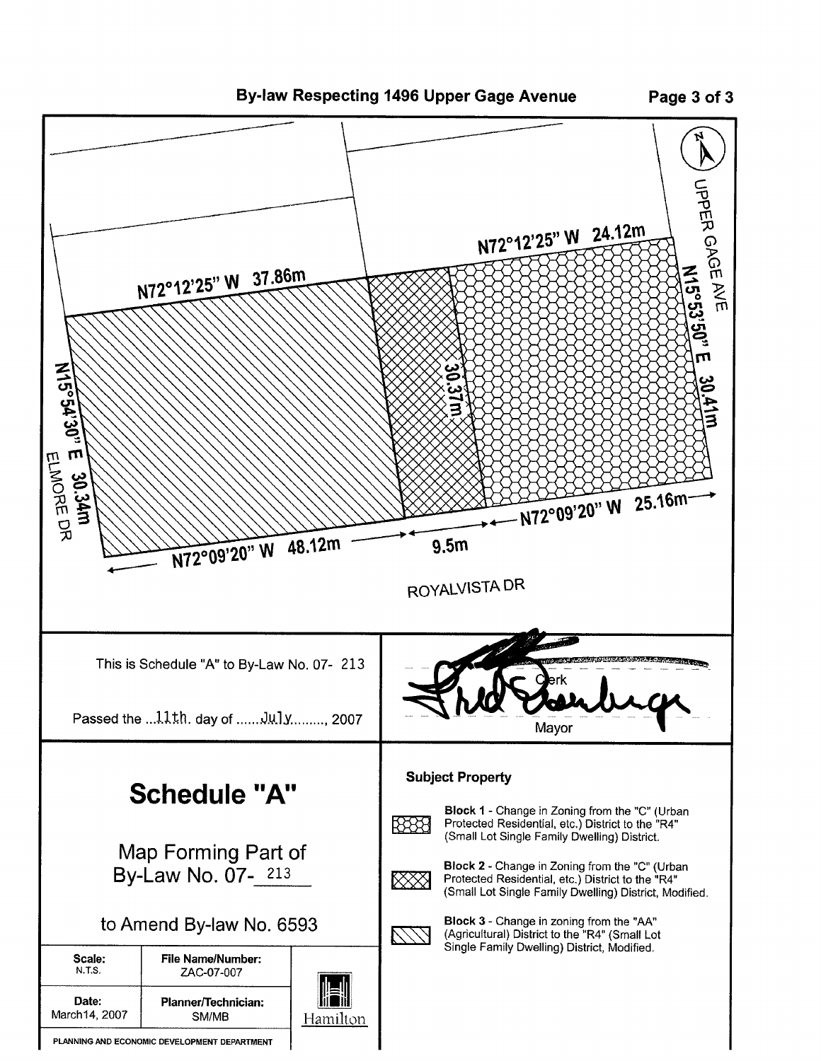# By-law Respecting 1496 Upper Gage Avenue

UPPER GAGE AVE

N72°12'25" W 24.12m

N72°12'25" W 37.86m

N15°53'50" E 30.41m

30.37m

N15°54'30" E 30.34m

ELMORE DR

N72°09'20" W 25.16m

N72°09'20" W 48.12m

9.5m

ROYALVISTA DR

This is Schedule "A" to By-Law No. 07- 213

Passed the ...11th. day of .......July........., 2007

Clerk

Mayor

## Schedule "A"

Map Forming Part of By-Law No. 07- 213

to Amend By-law No. 6593

| Scale: | File Name/Number: |
|---|---|
| N.T.S. | ZAC-07-007 |
| **Date:** | **Planner/Technician:** |
| March14, 2007 | SM/MB |

PLANNING AND ECONOMIC DEVELOPMENT DEPARTMENT

Hamilton

**Subject Property**

**Block 1** - Change in Zoning from the "C" (Urban Protected Residential, etc.) District to the "R4" (Small Lot Single Family Dwelling) District.

**Block 2** - Change in Zoning from the "C" (Urban Protected Residential, etc.) District to the "R4" (Small Lot Single Family Dwelling) District, Modified.

**Block 3** - Change in zoning from the "AA" (Agricultural) District to the "R4" (Small Lot Single Family Dwelling) District, Modified.